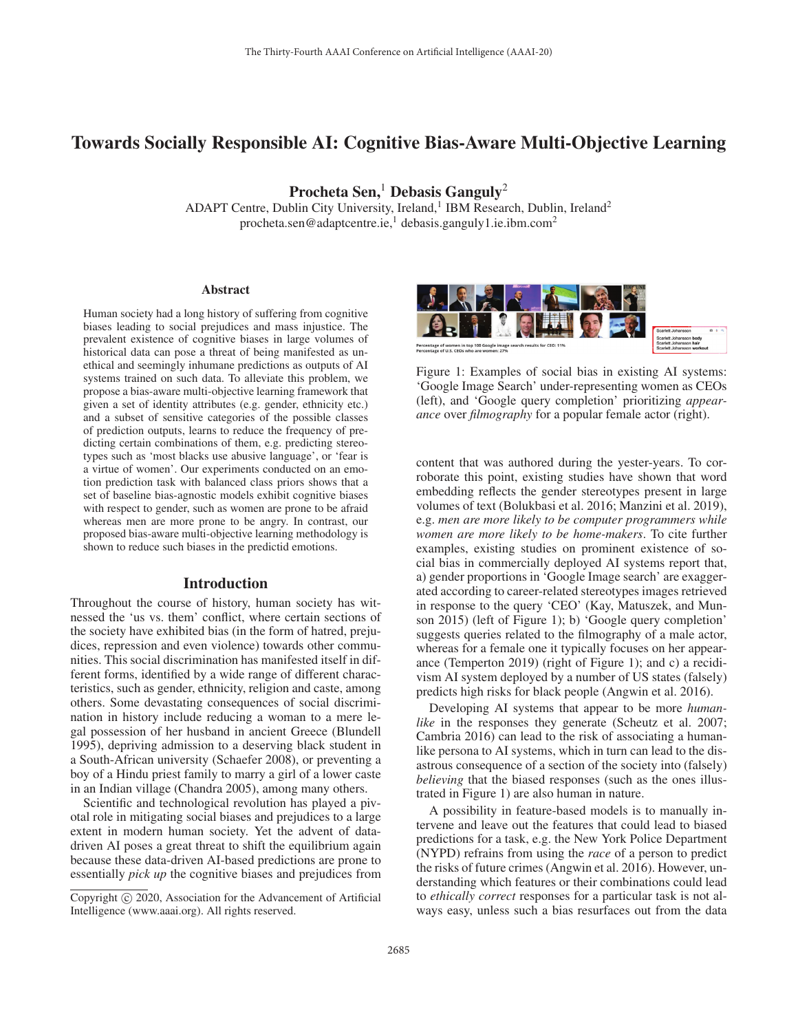# Towards Socially Responsible AI: Cognitive Bias-Aware Multi-Objective Learning

**Procheta Sen,[1] Debasis Ganguly[2]**

ADAPT Centre, Dublin City University, Ireland,[1] IBM Research, Dublin, Ireland[2]
procheta.sen@adaptcentre.ie,[1] debasis.ganguly1.ie.ibm.com[2]

## Abstract

Human society had a long history of suffering from cognitive biases leading to social prejudices and mass injustice. The prevalent existence of cognitive biases in large volumes of historical data can pose a threat of being manifested as unethical and seemingly inhumane predictions as outputs of AI systems trained on such data. To alleviate this problem, we propose a bias-aware multi-objective learning framework that given a set of identity attributes (e.g. gender, ethnicity etc.) and a subset of sensitive categories of the possible classes of prediction outputs, learns to reduce the frequency of predicting certain combinations of them, e.g. predicting stereotypes such as 'most blacks use abusive language', or 'fear is a virtue of women'. Our experiments conducted on an emotion prediction task with balanced class priors shows that a set of baseline bias-agnostic models exhibit cognitive biases with respect to gender, such as women are prone to be afraid whereas men are more prone to be angry. In contrast, our proposed bias-aware multi-objective learning methodology is shown to reduce such biases in the predictid emotions.

## Introduction

Throughout the course of history, human society has witnessed the 'us vs. them' conflict, where certain sections of the society have exhibited bias (in the form of hatred, prejudices, repression and even violence) towards other communities. This social discrimination has manifested itself in different forms, identified by a wide range of different characteristics, such as gender, ethnicity, religion and caste, among others. Some devastating consequences of social discrimination in history include reducing a woman to a mere legal possession of her husband in ancient Greece (Blundell 1995), depriving admission to a deserving black student in a South-African university (Schaefer 2008), or preventing a boy of a Hindu priest family to marry a girl of a lower caste in an Indian village (Chandra 2005), among many others.

Scientific and technological revolution has played a pivotal role in mitigating social biases and prejudices to a large extent in modern human society. Yet the advent of data-driven AI poses a great threat to shift the equilibrium again because these data-driven AI-based predictions are prone to essentially *pick up* the cognitive biases and prejudices from content that was authored during the yester-years. To corroborate this point, existing studies have shown that word embedding reflects the gender stereotypes present in large volumes of text (Bolukbasi et al. 2016; Manzini et al. 2019), e.g. *men are more likely to be computer programmers while women are more likely to be home-makers*. To cite further examples, existing studies on prominent existence of social bias in commercially deployed AI systems report that, a) gender proportions in 'Google Image search' are exaggerated according to career-related stereotypes images retrieved in response to the query 'CEO' (Kay, Matuszek, and Munson 2015) (left of Figure 1); b) 'Google query completion' suggests queries related to the filmography of a male actor, whereas for a female one it typically focuses on her appearance (Temperton 2019) (right of Figure 1); and c) a recidivism AI system deployed by a number of US states (falsely) predicts high risks for black people (Angwin et al. 2016).

Figure 1: Examples of social bias in existing AI systems: 'Google Image Search' under-representing women as CEOs (left), and 'Google query completion' prioritizing *appearance* over *filmography* for a popular female actor (right).

Developing AI systems that appear to be more *human-like* in the responses they generate (Scheutz et al. 2007; Cambria 2016) can lead to the risk of associating a human-like persona to AI systems, which in turn can lead to the disastrous consequence of a section of the society into (falsely) *believing* that the biased responses (such as the ones illustrated in Figure 1) are also human in nature.

A possibility in feature-based models is to manually intervene and leave out the features that could lead to biased predictions for a task, e.g. the New York Police Department (NYPD) refrains from using the *race* of a person to predict the risks of future crimes (Angwin et al. 2016). However, understanding which features or their combinations could lead to *ethically correct* responses for a particular task is not always easy, unless such a bias resurfaces out from the data

Copyright © 2020, Association for the Advancement of Artificial Intelligence (www.aaai.org). All rights reserved.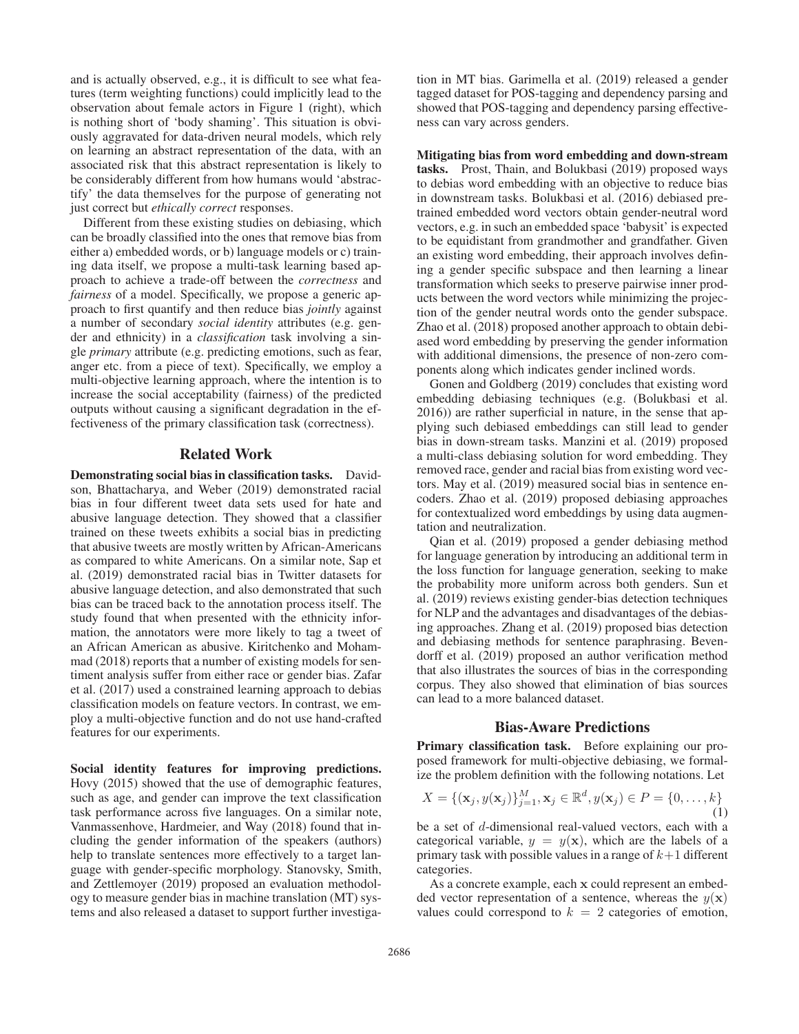and is actually observed, e.g., it is difficult to see what features (term weighting functions) could implicitly lead to the observation about female actors in Figure 1 (right), which is nothing short of 'body shaming'. This situation is obviously aggravated for data-driven neural models, which rely on learning an abstract representation of the data, with an associated risk that this abstract representation is likely to be considerably different from how humans would 'abstractify' the data themselves for the purpose of generating not just correct but *ethically correct* responses.

Different from these existing studies on debiasing, which can be broadly classified into the ones that remove bias from either a) embedded words, or b) language models or c) training data itself, we propose a multi-task learning based approach to achieve a trade-off between the *correctness* and *fairness* of a model. Specifically, we propose a generic approach to first quantify and then reduce bias *jointly* against a number of secondary *social identity* attributes (e.g. gender and ethnicity) in a *classification* task involving a single *primary* attribute (e.g. predicting emotions, such as fear, anger etc. from a piece of text). Specifically, we employ a multi-objective learning approach, where the intention is to increase the social acceptability (fairness) of the predicted outputs without causing a significant degradation in the effectiveness of the primary classification task (correctness).

## Related Work

**Demonstrating social bias in classification tasks.** Davidson, Bhattacharya, and Weber (2019) demonstrated racial bias in four different tweet data sets used for hate and abusive language detection. They showed that a classifier trained on these tweets exhibits a social bias in predicting that abusive tweets are mostly written by African-Americans as compared to white Americans. On a similar note, Sap et al. (2019) demonstrated racial bias in Twitter datasets for abusive language detection, and also demonstrated that such bias can be traced back to the annotation process itself. The study found that when presented with the ethnicity information, the annotators were more likely to tag a tweet of an African American as abusive. Kiritchenko and Mohammad (2018) reports that a number of existing models for sentiment analysis suffer from either race or gender bias. Zafar et al. (2017) used a constrained learning approach to debias classification models on feature vectors. In contrast, we employ a multi-objective function and do not use hand-crafted features for our experiments.

**Social identity features for improving predictions.** Hovy (2015) showed that the use of demographic features, such as age, and gender can improve the text classification task performance across five languages. On a similar note, Vanmassenhove, Hardmeier, and Way (2018) found that including the gender information of the speakers (authors) help to translate sentences more effectively to a target language with gender-specific morphology. Stanovsky, Smith, and Zettlemoyer (2019) proposed an evaluation methodology to measure gender bias in machine translation (MT) systems and also released a dataset to support further investigation in MT bias. Garimella et al. (2019) released a gender tagged dataset for POS-tagging and dependency parsing and showed that POS-tagging and dependency parsing effectiveness can vary across genders.

**Mitigating bias from word embedding and down-stream tasks.** Prost, Thain, and Bolukbasi (2019) proposed ways to debias word embedding with an objective to reduce bias in downstream tasks. Bolukbasi et al. (2016) debiased pretrained embedded word vectors obtain gender-neutral word vectors, e.g. in such an embedded space 'babysit' is expected to be equidistant from grandmother and grandfather. Given an existing word embedding, their approach involves defining a gender specific subspace and then learning a linear transformation which seeks to preserve pairwise inner products between the word vectors while minimizing the projection of the gender neutral words onto the gender subspace. Zhao et al. (2018) proposed another approach to obtain debiased word embedding by preserving the gender information with additional dimensions, the presence of non-zero components along which indicates gender inclined words.

Gonen and Goldberg (2019) concludes that existing word embedding debiasing techniques (e.g. (Bolukbasi et al. 2016)) are rather superficial in nature, in the sense that applying such debiased embeddings can still lead to gender bias in down-stream tasks. Manzini et al. (2019) proposed a multi-class debiasing solution for word embedding. They removed race, gender and racial bias from existing word vectors. May et al. (2019) measured social bias in sentence encoders. Zhao et al. (2019) proposed debiasing approaches for contextualized word embeddings by using data augmentation and neutralization.

Qian et al. (2019) proposed a gender debiasing method for language generation by introducing an additional term in the loss function for language generation, seeking to make the probability more uniform across both genders. Sun et al. (2019) reviews existing gender-bias detection techniques for NLP and the advantages and disadvantages of the debiasing approaches. Zhang et al. (2019) proposed bias detection and debiasing methods for sentence paraphrasing. Bevendorff et al. (2019) proposed an author verification method that also illustrates the sources of bias in the corresponding corpus. They also showed that elimination of bias sources can lead to a more balanced dataset.

## Bias-Aware Predictions

**Primary classification task.** Before explaining our proposed framework for multi-objective debiasing, we formalize the problem definition with the following notations. Let

$$X = \{(\mathbf{x}_j, y(\mathbf{x}_j)\}_{j=1}^{M}, \mathbf{x}_j \in \mathbb{R}^d, y(\mathbf{x}_j) \in P = \{0, \ldots, k\} \quad (1)$$

be a set of $d$-dimensional real-valued vectors, each with a categorical variable, $y = y(\mathbf{x})$, which are the labels of a primary task with possible values in a range of $k+1$ different categories.

As a concrete example, each $\mathbf{x}$ could represent an embedded vector representation of a sentence, whereas the $y(\mathbf{x})$ values could correspond to $k = 2$ categories of emotion,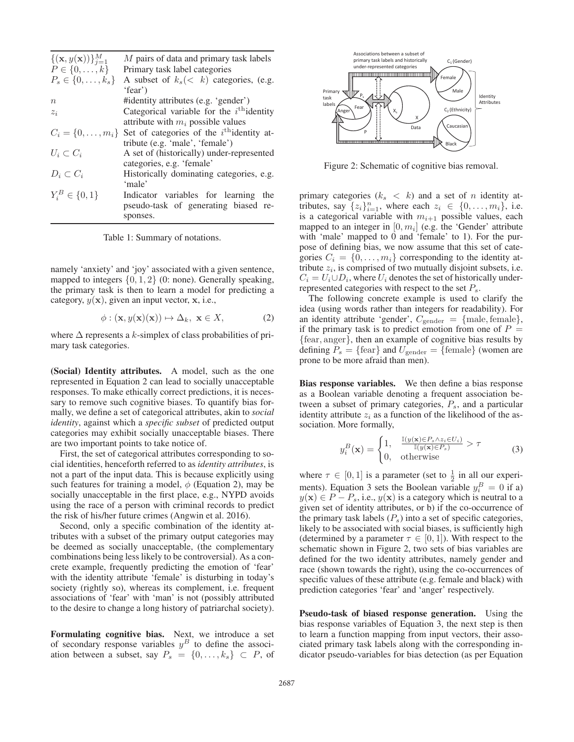| | |
|---|---|
| $\{(\mathbf{x}, y(\mathbf{x}))\}_{j=1}^{M}$ | $M$ pairs of data and primary task labels |
| $P \in \{0, \ldots, k\}$ | Primary task label categories |
| $P_s \in \{0, \ldots, k_s\}$ | A subset of $k_s (< k)$ categories, (e.g. 'fear') |
| $n$ | #identity attributes (e.g. 'gender') |
| $z_i$ | Categorical variable for the $i^{\text{th}}$identity attribute with $m_i$ possible values |
| $C_i = \{0, \ldots, m_i\}$ | Set of categories of the $i^{\text{th}}$identity attribute (e.g. 'male', 'female') |
| $U_i \subset C_i$ | A set of (historically) under-represented categories, e.g. 'female' |
| $D_i \subset C_i$ | Historically dominating categories, e.g. 'male' |
| $Y_i^B \in \{0, 1\}$ | Indicator variables for learning the pseudo-task of generating biased responses. |

Table 1: Summary of notations.

namely 'anxiety' and 'joy' associated with a given sentence, mapped to integers $\{0, 1, 2\}$ (0: none). Generally speaking, the primary task is then to learn a model for predicting a category, $y(\mathbf{x})$, given an input vector, $\mathbf{x}$, i.e.,

$$\phi : (\mathbf{x}, y(\mathbf{x})(\mathbf{x})) \mapsto \Delta_k, \ \mathbf{x} \in X, \tag{2}$$

where $\Delta$ represents a $k$-simplex of class probabilities of primary task categories.

**(Social) Identity attributes.** A model, such as the one represented in Equation 2 can lead to socially unacceptable responses. To make ethically correct predictions, it is necessary to remove such cognitive biases. To quantify bias formally, we define a set of categorical attributes, akin to *social identity*, against which a *specific subset* of predicted output categories may exhibit socially unacceptable biases. There are two important points to take notice of.

First, the set of categorical attributes corresponding to social identities, henceforth referred to as *identity attributes*, is not a part of the input data. This is because explicitly using such features for training a model, $\phi$ (Equation 2), may be socially unacceptable in the first place, e.g., NYPD avoids using the race of a person with criminal records to predict the risk of his/her future crimes (Angwin et al. 2016).

Second, only a specific combination of the identity attributes with a subset of the primary output categories may be deemed as socially unacceptable, (the complementary combinations being less likely to be controversial). As a concrete example, frequently predicting the emotion of 'fear' with the identity attribute 'female' is disturbing in today's society (rightly so), whereas its complement, i.e. frequent associations of 'fear' with 'man' is not (possibly attributed to the desire to change a long history of patriarchal society).

**Formulating cognitive bias.** Next, we introduce a set of secondary response variables $y^B$ to define the association between a subset, say $P_s = \{0, \ldots, k_s\} \subset P$, of primary categories ($k_s < k$) and a set of $n$ identity attributes, say $\{z_i\}_{i=1}^{n}$, where each $z_i \in \{0, \ldots, m_i\}$, i.e. is a categorical variable with $m_{i+1}$ possible values, each mapped to an integer in $[0, m_i]$ (e.g. the 'Gender' attribute with 'male' mapped to 0 and 'female' to 1). For the purpose of defining bias, we now assume that this set of categories $C_i = \{0, \ldots, m_i\}$ corresponding to the identity attribute $z_i$, is comprised of two mutually disjoint subsets, i.e. $C_i = U_i \cup D_i$, where $U_i$ denotes the set of historically under-represented categories with respect to the set $P_s$.

The following concrete example is used to clarify the idea (using words rather than integers for readability). For an identity attribute 'gender', $C_{\text{gender}} = \{\text{male}, \text{female}\}$, if the primary task is to predict emotion from one of $P = \{\text{fear}, \text{anger}\}$, then an example of cognitive bias results by defining $P_s = \{\text{fear}\}$ and $U_{\text{gender}} = \{\text{female}\}$ (women are prone to be more afraid than men).

Figure 2: Schematic of cognitive bias removal.

**Bias response variables.** We then define a bias response as a Boolean variable denoting a frequent association between a subset of primary categories, $P_s$, and a particular identity attribute $z_i$ as a function of the likelihood of the association. More formally,

$$y_i^B(\mathbf{x}) = \begin{cases} 1, & \frac{\mathbb{I}(y(\mathbf{x}) \in P_s \wedge z_i \in U_i)}{\mathbb{I}(y(\mathbf{x}) \in P_s)} > \tau \\ 0, & \text{otherwise} \end{cases} \tag{3}$$

where $\tau \in [0, 1]$ is a parameter (set to $\frac{1}{2}$ in all our experiments). Equation 3 sets the Boolean variable $y_i^B = 0$ if a) $y(\mathbf{x}) \in P - P_s$, i.e., $y(\mathbf{x})$ is a category which is neutral to a given set of identity attributes, or b) if the co-occurrence of the primary task labels ($P_s$) into a set of specific categories, likely to be associated with social biases, is sufficiently high (determined by a parameter $\tau \in [0, 1]$). With respect to the schematic shown in Figure 2, two sets of bias variables are defined for the two identity attributes, namely gender and race (shown towards the right), using the co-occurrences of specific values of these attribute (e.g. female and black) with prediction categories 'fear' and 'anger' respectively.

**Pseudo-task of biased response generation.** Using the bias response variables of Equation 3, the next step is then to learn a function mapping from input vectors, their associated primary task labels along with the corresponding indicator pseudo-variables for bias detection (as per Equation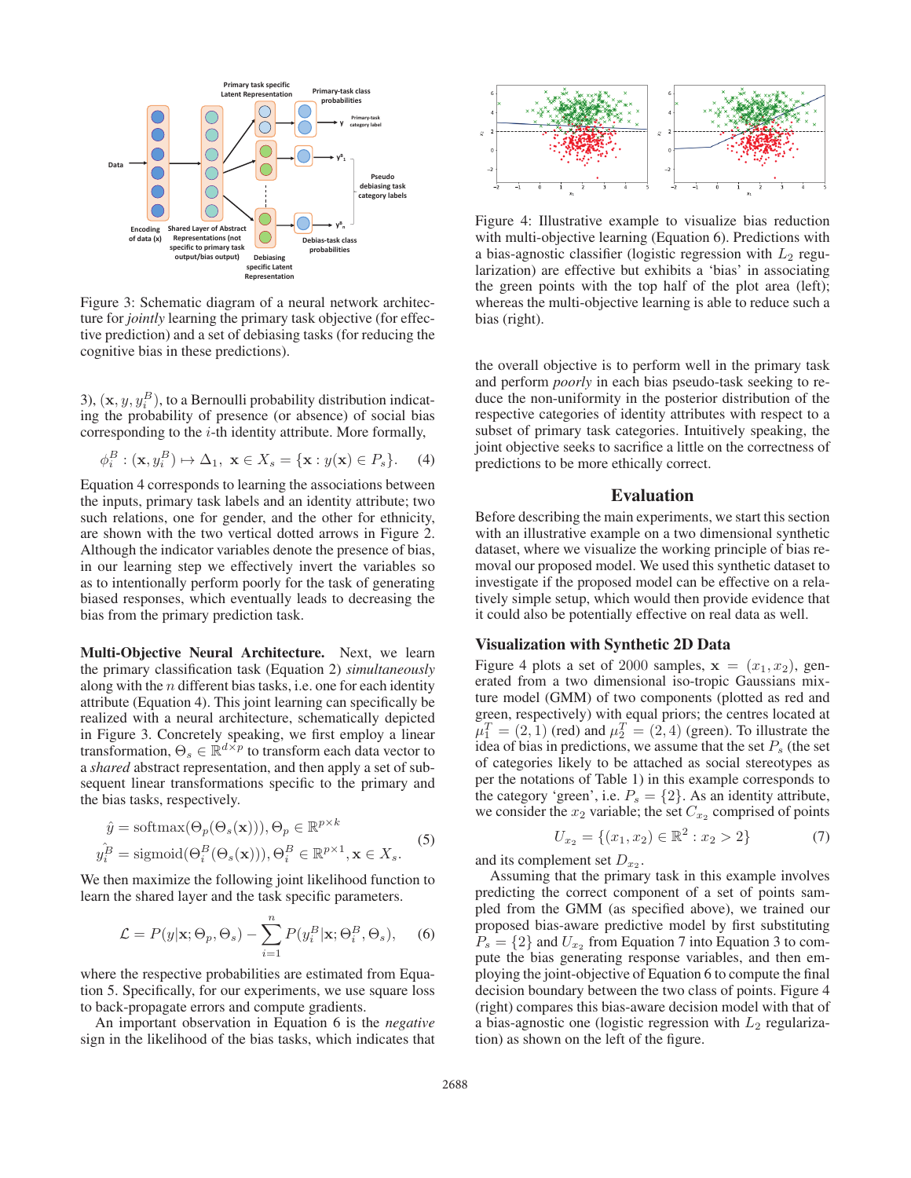Figure 3: Schematic diagram of a neural network architecture for *jointly* learning the primary task objective (for effective prediction) and a set of debiasing tasks (for reducing the cognitive bias in these predictions).

3), $(\mathbf{x}, y, y_i^B)$, to a Bernoulli probability distribution indicating the probability of presence (or absence) of social bias corresponding to the $i$-th identity attribute. More formally,

$$\phi_i^B : (\mathbf{x}, y_i^B) \mapsto \Delta_1,\ \mathbf{x} \in X_s = \{\mathbf{x} : y(\mathbf{x}) \in P_s\}. \quad (4)$$

Equation 4 corresponds to learning the associations between the inputs, primary task labels and an identity attribute; two such relations, one for gender, and the other for ethnicity, are shown with the two vertical dotted arrows in Figure 2. Although the indicator variables denote the presence of bias, in our learning step we effectively invert the variables so as to intentionally perform poorly for the task of generating biased responses, which eventually leads to decreasing the bias from the primary prediction task.

**Multi-Objective Neural Architecture.** Next, we learn the primary classification task (Equation 2) *simultaneously* along with the $n$ different bias tasks, i.e. one for each identity attribute (Equation 4). This joint learning can specifically be realized with a neural architecture, schematically depicted in Figure 3. Concretely speaking, we first employ a linear transformation, $\Theta_s \in \mathbb{R}^{d \times p}$ to transform each data vector to a *shared* abstract representation, and then apply a set of subsequent linear transformations specific to the primary and the bias tasks, respectively.

$$\begin{aligned} \hat{y} &= \text{softmax}(\Theta_p(\Theta_s(\mathbf{x}))), \Theta_p \in \mathbb{R}^{p \times k} \\ \hat{y_i^B} &= \text{sigmoid}(\Theta_i^B(\Theta_s(\mathbf{x}))), \Theta_i^B \in \mathbb{R}^{p \times 1}, \mathbf{x} \in X_s. \end{aligned} \quad (5)$$

We then maximize the following joint likelihood function to learn the shared layer and the task specific parameters.

$$\mathcal{L} = P(y|\mathbf{x}; \Theta_p, \Theta_s) - \sum_{i=1}^{n} P(y_i^B|\mathbf{x}; \Theta_i^B, \Theta_s), \quad (6)$$

where the respective probabilities are estimated from Equation 5. Specifically, for our experiments, we use square loss to back-propagate errors and compute gradients.

An important observation in Equation 6 is the *negative* sign in the likelihood of the bias tasks, which indicates that the overall objective is to perform well in the primary task and perform *poorly* in each bias pseudo-task seeking to reduce the non-uniformity in the posterior distribution of the respective categories of identity attributes with respect to a subset of primary task categories. Intuitively speaking, the joint objective seeks to sacrifice a little on the correctness of predictions to be more ethically correct.

Figure 4: Illustrative example to visualize bias reduction with multi-objective learning (Equation 6). Predictions with a bias-agnostic classifier (logistic regression with $L_2$ regularization) are effective but exhibits a 'bias' in associating the green points with the top half of the plot area (left); whereas the multi-objective learning is able to reduce such a bias (right).

## Evaluation

Before describing the main experiments, we start this section with an illustrative example on a two dimensional synthetic dataset, where we visualize the working principle of bias removal our proposed model. We used this synthetic dataset to investigate if the proposed model can be effective on a relatively simple setup, which would then provide evidence that it could also be potentially effective on real data as well.

### Visualization with Synthetic 2D Data

Figure 4 plots a set of 2000 samples, $\mathbf{x} = (x_1, x_2)$, generated from a two dimensional iso-tropic Gaussians mixture model (GMM) of two components (plotted as red and green, respectively) with equal priors; the centres located at $\mu_1^T = (2, 1)$ (red) and $\mu_2^T = (2, 4)$ (green). To illustrate the idea of bias in predictions, we assume that the set $P_s$ (the set of categories likely to be attached as social stereotypes as per the notations of Table 1) in this example corresponds to the category 'green', i.e. $P_s = \{2\}$. As an identity attribute, we consider the $x_2$ variable; the set $C_{x_2}$ comprised of points

$$U_{x_2} = \{(x_1, x_2) \in \mathbb{R}^2 : x_2 > 2\} \quad (7)$$

and its complement set $D_{x_2}$.

Assuming that the primary task in this example involves predicting the correct component of a set of points sampled from the GMM (as specified above), we trained our proposed bias-aware predictive model by first substituting $P_s = \{2\}$ and $U_{x_2}$ from Equation 7 into Equation 3 to compute the bias generating response variables, and then employing the joint-objective of Equation 6 to compute the final decision boundary between the two class of points. Figure 4 (right) compares this bias-aware decision model with that of a bias-agnostic one (logistic regression with $L_2$ regularization) as shown on the left of the figure.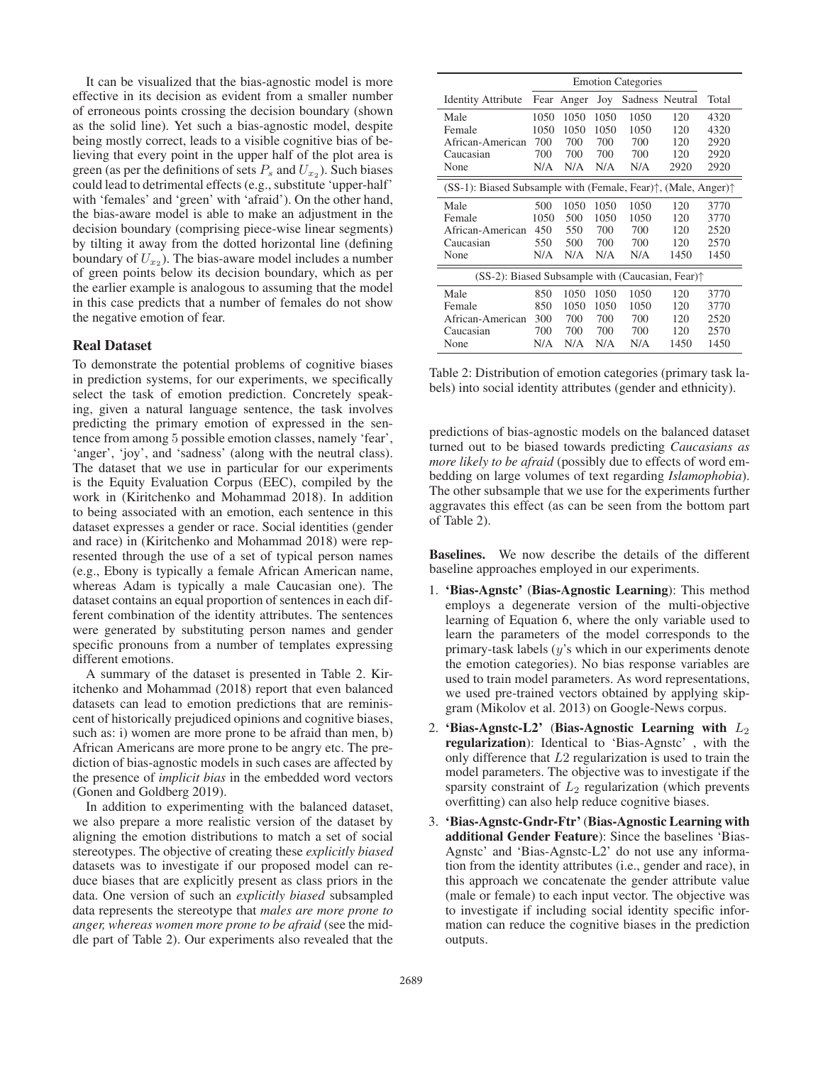It can be visualized that the bias-agnostic model is more effective in its decision as evident from a smaller number of erroneous points crossing the decision boundary (shown as the solid line). Yet such a bias-agnostic model, despite being mostly correct, leads to a visible cognitive bias of believing that every point in the upper half of the plot area is green (as per the definitions of sets $P_s$ and $U_{x_2}$). Such biases could lead to detrimental effects (e.g., substitute 'upper-half' with 'females' and 'green' with 'afraid'). On the other hand, the bias-aware model is able to make an adjustment in the decision boundary (comprising piece-wise linear segments) by tilting it away from the dotted horizontal line (defining boundary of $U_{x_2}$). The bias-aware model includes a number of green points below its decision boundary, which as per the earlier example is analogous to assuming that the model in this case predicts that a number of females do not show the negative emotion of fear.

## Real Dataset

To demonstrate the potential problems of cognitive biases in prediction systems, for our experiments, we specifically select the task of emotion prediction. Concretely speaking, given a natural language sentence, the task involves predicting the primary emotion of expressed in the sentence from among 5 possible emotion classes, namely 'fear', 'anger', 'joy', and 'sadness' (along with the neutral class). The dataset that we use in particular for our experiments is the Equity Evaluation Corpus (EEC), compiled by the work in (Kiritchenko and Mohammad 2018). In addition to being associated with an emotion, each sentence in this dataset expresses a gender or race. Social identities (gender and race) in (Kiritchenko and Mohammad 2018) were represented through the use of a set of typical person names (e.g., Ebony is typically a female African American name, whereas Adam is typically a male Caucasian one). The dataset contains an equal proportion of sentences in each different combination of the identity attributes. The sentences were generated by substituting person names and gender specific pronouns from a number of templates expressing different emotions.

A summary of the dataset is presented in Table 2. Kiritchenko and Mohammad (2018) report that even balanced datasets can lead to emotion predictions that are reminiscent of historically prejudiced opinions and cognitive biases, such as: i) women are more prone to be afraid than men, b) African Americans are more prone to be angry etc. The prediction of bias-agnostic models in such cases are affected by the presence of *implicit bias* in the embedded word vectors (Gonen and Goldberg 2019).

In addition to experimenting with the balanced dataset, we also prepare a more realistic version of the dataset by aligning the emotion distributions to match a set of social stereotypes. The objective of creating these *explicitly biased* datasets was to investigate if our proposed model can reduce biases that are explicitly present as class priors in the data. One version of such an *explicitly biased* subsampled data represents the stereotype that *males are more prone to anger, whereas women more prone to be afraid* (see the middle part of Table 2). Our experiments also revealed that the predictions of bias-agnostic models on the balanced dataset turned out to be biased towards predicting *Caucasians as more likely to be afraid* (possibly due to effects of word embedding on large volumes of text regarding *Islamophobia*). The other subsample that we use for the experiments further aggravates this effect (as can be seen from the bottom part of Table 2).

| | Emotion Categories | | | | | |
|---|---|---|---|---|---|---|
| Identity Attribute | Fear | Anger | Joy | Sadness | Neutral | Total |
| Male | 1050 | 1050 | 1050 | 1050 | 120 | 4320 |
| Female | 1050 | 1050 | 1050 | 1050 | 120 | 4320 |
| African-American | 700 | 700 | 700 | 700 | 120 | 2920 |
| Caucasian | 700 | 700 | 700 | 700 | 120 | 2920 |
| None | N/A | N/A | N/A | N/A | 2920 | 2920 |
| (SS-1): Biased Subsample with (Female, Fear)↑, (Male, Anger)↑ | | | | | | |
| Male | 500 | 1050 | 1050 | 1050 | 120 | 3770 |
| Female | 1050 | 500 | 1050 | 1050 | 120 | 3770 |
| African-American | 450 | 550 | 700 | 700 | 120 | 2520 |
| Caucasian | 550 | 500 | 700 | 700 | 120 | 2570 |
| None | N/A | N/A | N/A | N/A | 1450 | 1450 |
| (SS-2): Biased Subsample with (Caucasian, Fear)↑ | | | | | | |
| Male | 850 | 1050 | 1050 | 1050 | 120 | 3770 |
| Female | 850 | 1050 | 1050 | 1050 | 120 | 3770 |
| African-American | 300 | 700 | 700 | 700 | 120 | 2520 |
| Caucasian | 700 | 700 | 700 | 700 | 120 | 2570 |
| None | N/A | N/A | N/A | N/A | 1450 | 1450 |

Table 2: Distribution of emotion categories (primary task labels) into social identity attributes (gender and ethnicity).

**Baselines.** We now describe the details of the different baseline approaches employed in our experiments.

1. **'Bias-Agnstc' (Bias-Agnostic Learning)**: This method employs a degenerate version of the multi-objective learning of Equation 6, where the only variable used to learn the parameters of the model corresponds to the primary-task labels ($y$'s which in our experiments denote the emotion categories). No bias response variables are used to train model parameters. As word representations, we used pre-trained vectors obtained by applying skip-gram (Mikolov et al. 2013) on Google-News corpus.
2. **'Bias-Agnstc-L2' (Bias-Agnostic Learning with $L_2$ regularization)**: Identical to 'Bias-Agnstc' , with the only difference that $L2$ regularization is used to train the model parameters. The objective was to investigate if the sparsity constraint of $L_2$ regularization (which prevents overfitting) can also help reduce cognitive biases.
3. **'Bias-Agnstc-Gndr-Ftr' (Bias-Agnostic Learning with additional Gender Feature)**: Since the baselines 'Bias-Agnstc' and 'Bias-Agnstc-L2' do not use any information from the identity attributes (i.e., gender and race), in this approach we concatenate the gender attribute value (male or female) to each input vector. The objective was to investigate if including social identity specific information can reduce the cognitive biases in the prediction outputs.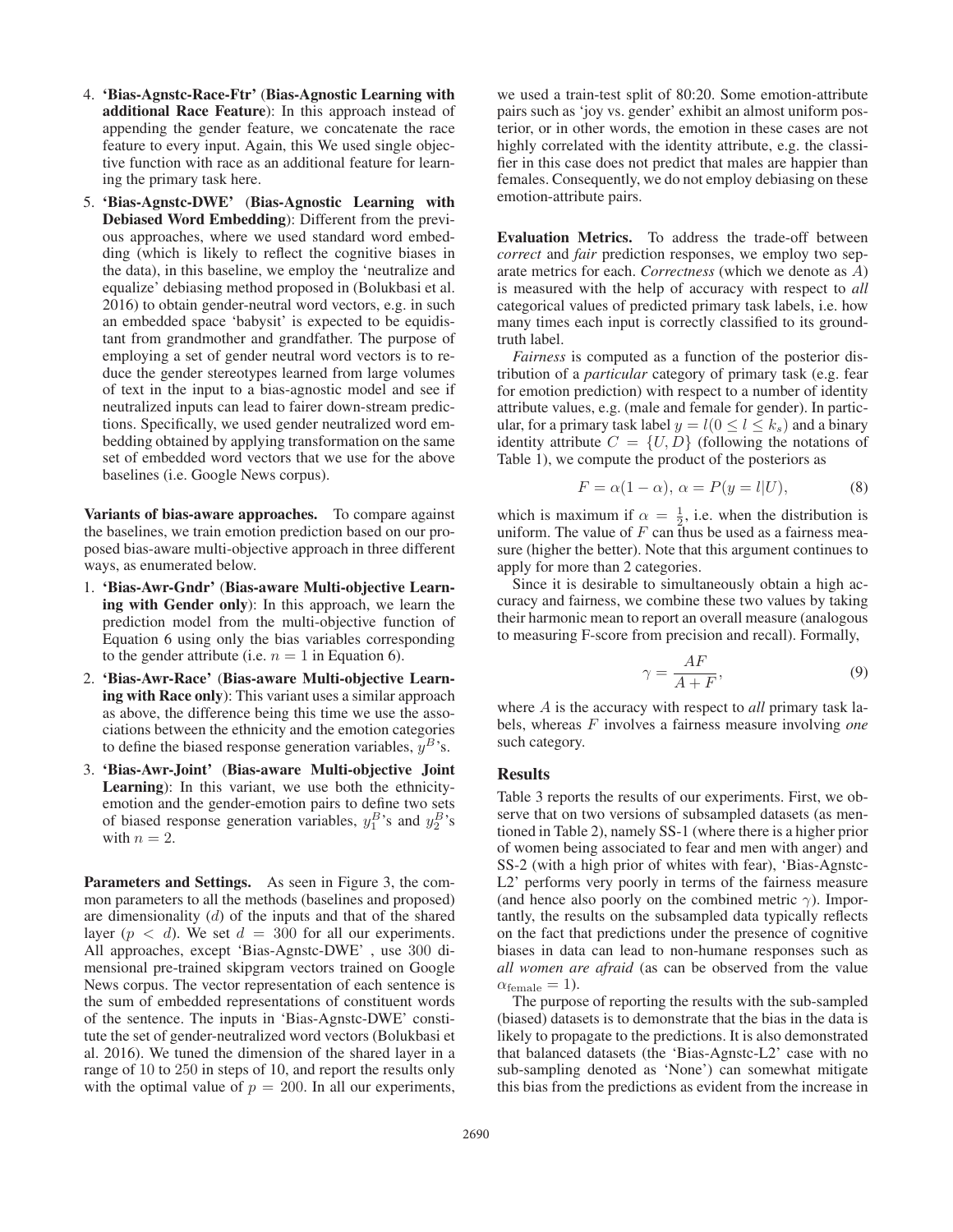4. **'Bias-Agnstc-Race-Ftr' (Bias-Agnostic Learning with additional Race Feature)**: In this approach instead of appending the gender feature, we concatenate the race feature to every input. Again, this We used single objective function with race as an additional feature for learning the primary task here.

5. **'Bias-Agnstc-DWE' (Bias-Agnostic Learning with Debiased Word Embedding)**: Different from the previous approaches, where we used standard word embedding (which is likely to reflect the cognitive biases in the data), in this baseline, we employ the 'neutralize and equalize' debiasing method proposed in (Bolukbasi et al. 2016) to obtain gender-neutral word vectors, e.g. in such an embedded space 'babysit' is expected to be equidistant from grandmother and grandfather. The purpose of employing a set of gender neutral word vectors is to reduce the gender stereotypes learned from large volumes of text in the input to a bias-agnostic model and see if neutralized inputs can lead to fairer down-stream predictions. Specifically, we used gender neutralized word embedding obtained by applying transformation on the same set of embedded word vectors that we use for the above baselines (i.e. Google News corpus).

**Variants of bias-aware approaches.** To compare against the baselines, we train emotion prediction based on our proposed bias-aware multi-objective approach in three different ways, as enumerated below.

1. **'Bias-Awr-Gndr' (Bias-aware Multi-objective Learning with Gender only)**: In this approach, we learn the prediction model from the multi-objective function of Equation 6 using only the bias variables corresponding to the gender attribute (i.e. $n = 1$ in Equation 6).

2. **'Bias-Awr-Race' (Bias-aware Multi-objective Learning with Race only)**: This variant uses a similar approach as above, the difference being this time we use the associations between the ethnicity and the emotion categories to define the biased response generation variables, $y^B$'s.

3. **'Bias-Awr-Joint' (Bias-aware Multi-objective Joint Learning)**: In this variant, we use both the ethnicity-emotion and the gender-emotion pairs to define two sets of biased response generation variables, $y_1^B$'s and $y_2^B$'s with $n = 2$.

**Parameters and Settings.** As seen in Figure 3, the common parameters to all the methods (baselines and proposed) are dimensionality ($d$) of the inputs and that of the shared layer ($p < d$). We set $d = 300$ for all our experiments. All approaches, except 'Bias-Agnstc-DWE' , use 300 dimensional pre-trained skipgram vectors trained on Google News corpus. The vector representation of each sentence is the sum of embedded representations of constituent words of the sentence. The inputs in 'Bias-Agnstc-DWE' constitute the set of gender-neutralized word vectors (Bolukbasi et al. 2016). We tuned the dimension of the shared layer in a range of 10 to 250 in steps of 10, and report the results only with the optimal value of $p = 200$. In all our experiments, we used a train-test split of 80:20. Some emotion-attribute pairs such as 'joy vs. gender' exhibit an almost uniform posterior, or in other words, the emotion in these cases are not highly correlated with the identity attribute, e.g. the classifier in this case does not predict that males are happier than females. Consequently, we do not employ debiasing on these emotion-attribute pairs.

**Evaluation Metrics.** To address the trade-off between *correct* and *fair* prediction responses, we employ two separate metrics for each. *Correctness* (which we denote as $A$) is measured with the help of accuracy with respect to *all* categorical values of predicted primary task labels, i.e. how many times each input is correctly classified to its ground-truth label.

*Fairness* is computed as a function of the posterior distribution of a *particular* category of primary task (e.g. fear for emotion prediction) with respect to a number of identity attribute values, e.g. (male and female for gender). In particular, for a primary task label $y = l (0 \leq l \leq k_s)$ and a binary identity attribute $C = \{U, D\}$ (following the notations of Table 1), we compute the product of the posteriors as

$$F = \alpha(1 - \alpha),\ \alpha = P(y = l|U), \tag{8}$$

which is maximum if $\alpha = \frac{1}{2}$, i.e. when the distribution is uniform. The value of $F$ can thus be used as a fairness measure (higher the better). Note that this argument continues to apply for more than 2 categories.

Since it is desirable to simultaneously obtain a high accuracy and fairness, we combine these two values by taking their harmonic mean to report an overall measure (analogous to measuring F-score from precision and recall). Formally,

$$\gamma = \frac{AF}{A + F}, \tag{9}$$

where $A$ is the accuracy with respect to *all* primary task labels, whereas $F$ involves a fairness measure involving *one* such category.

## Results

Table 3 reports the results of our experiments. First, we observe that on two versions of subsampled datasets (as mentioned in Table 2), namely SS-1 (where there is a higher prior of women being associated to fear and men with anger) and SS-2 (with a high prior of whites with fear), 'Bias-Agnstc-L2' performs very poorly in terms of the fairness measure (and hence also poorly on the combined metric $\gamma$). Importantly, the results on the subsampled data typically reflects on the fact that predictions under the presence of cognitive biases in data can lead to non-humane responses such as *all women are afraid* (as can be observed from the value $\alpha_{\text{female}} = 1$).

The purpose of reporting the results with the sub-sampled (biased) datasets is to demonstrate that the bias in the data is likely to propagate to the predictions. It is also demonstrated that balanced datasets (the 'Bias-Agnstc-L2' case with no sub-sampling denoted as 'None') can somewhat mitigate this bias from the predictions as evident from the increase in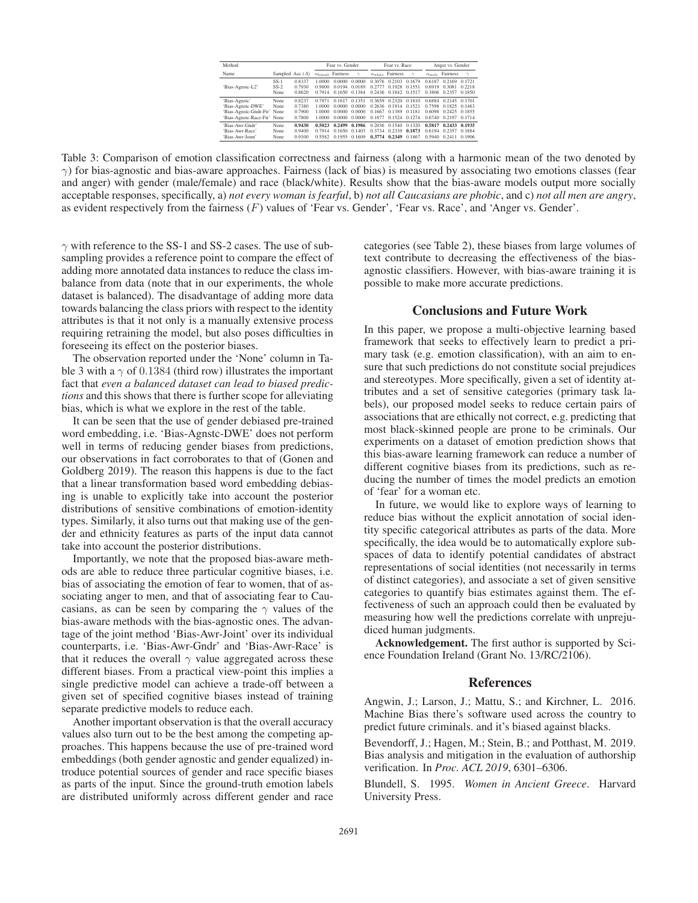| Method | | | Fear vs. Gender | | | Fear vs. Race | | | Anger vs. Gender | | |
|---|---|---|---|---|---|---|---|---|---|---|---|
| Name | Sampled | Acc ($A$) | $\alpha_{\text{female}}$ | Fairness | $\gamma$ | $\alpha_{\text{white}}$ | Fairness | $\gamma$ | $\alpha_{\text{male}}$ | Fairness | $\gamma$ |
| 'Bias-Agnstc-L2' | SS-1 | 0.8337 | 1.0000 | 0.0000 | 0.0000 | 0.3076 | 0.2103 | 0.1679 | 0.6187 | 0.2169 | 0.1721 |
| | SS-2 | 0.7930 | 0.9800 | 0.0194 | 0.0189 | 0.2777 | 0.1928 | 0.1551 | 0.6919 | 0.3081 | 0.2218 |
| | None | 0.8620 | 0.7914 | 0.1650 | 0.1384 | 0.2436 | 0.1842 | 0.1517 | 0.3806 | 0.2357 | 0.1850 |
| 'Bias-Agnstc' | None | 0.8237 | 0.7971 | 0.1617 | 0.1351 | 0.3659 | 0.2320 | 0.1810 | 0.6884 | 0.2145 | 0.1701 |
| 'Bias-Agnstc-DWE' | None | 0.7380 | 1.0000 | 0.0000 | 0.0000 | 0.2636 | 0.1914 | 0.1521 | 0.7598 | 0.1825 | 0.1463 |
| 'Bias-Agnstc-Gndr-Ftr' | None | 0.7900 | 1.0000 | 0.0000 | 0.0000 | 0.1667 | 0.1389 | 0.1181 | 0.6098 | 0.2425 | 0.1855 |
| 'Bias-Agnstc-Race-Ftr' | None | 0.7800 | 1.0000 | 0.0000 | 0.0000 | 0.1877 | 0.1524 | 0.1274 | 0.6740 | 0.2197 | 0.1714 |
| 'Bias-Awr-Gndr' | None | **0.9430** | 0.5023 | **0.2499** | **0.1986** | 0.2036 | 0.1540 | 0.1320 | **0.5817** | **0.2433** | **0.1935** |
| 'Bias-Awr-Race' | None | 0.9400 | 0.7914 | 0.1650 | 0.1403 | 0.3734 | 0.2339 | **0.1873** | 0.6194 | 0.2357 | 0.1884 |
| 'Bias-Awr-Joint' | None | 0.9100 | 0.5582 | 0.1955 | 0.1609 | **0.3774** | **0.2349** | 0.1867 | 0.5940 | 0.2411 | 0.1906 |

Table 3: Comparison of emotion classification correctness and fairness (along with a harmonic mean of the two denoted by $\gamma$) for bias-agnostic and bias-aware approaches. Fairness (lack of bias) is measured by associating two emotions classes (fear and anger) with gender (male/female) and race (black/white). Results show that the bias-aware models output more socially acceptable responses, specifically, a) *not every woman is fearful*, b) *not all Caucasians are phobic*, and c) *not all men are angry*, as evident respectively from the fairness ($F$) values of 'Fear vs. Gender', 'Fear vs. Race', and 'Anger vs. Gender'.

$\gamma$ with reference to the SS-1 and SS-2 cases. The use of subsampling provides a reference point to compare the effect of adding more annotated data instances to reduce the class imbalance from data (note that in our experiments, the whole dataset is balanced). The disadvantage of adding more data towards balancing the class priors with respect to the identity attributes is that it not only is a manually extensive process requiring retraining the model, but also poses difficulties in foreseeing its effect on the posterior biases.

The observation reported under the 'None' column in Table 3 with a $\gamma$ of $0.1384$ (third row) illustrates the important fact that *even a balanced dataset can lead to biased predictions* and this shows that there is further scope for alleviating bias, which is what we explore in the rest of the table.

It can be seen that the use of gender debiased pre-trained word embedding, i.e. 'Bias-Agnstc-DWE' does not perform well in terms of reducing gender biases from predictions, our observations in fact corroborates to that of (Gonen and Goldberg 2019). The reason this happens is due to the fact that a linear transformation based word embedding debiasing is unable to explicitly take into account the posterior distributions of sensitive combinations of emotion-identity types. Similarly, it also turns out that making use of the gender and ethnicity features as parts of the input data cannot take into account the posterior distributions.

Importantly, we note that the proposed bias-aware methods are able to reduce three particular cognitive biases, i.e. bias of associating the emotion of fear to women, that of associating anger to men, and that of associating fear to Caucasians, as can be seen by comparing the $\gamma$ values of the bias-aware methods with the bias-agnostic ones. The advantage of the joint method 'Bias-Awr-Joint' over its individual counterparts, i.e. 'Bias-Awr-Gndr' and 'Bias-Awr-Race' is that it reduces the overall $\gamma$ value aggregated across these different biases. From a practical view-point this implies a single predictive model can achieve a trade-off between a given set of specified cognitive biases instead of training separate predictive models to reduce each.

Another important observation is that the overall accuracy values also turn out to be the best among the competing approaches. This happens because the use of pre-trained word embeddings (both gender agnostic and gender equalized) introduce potential sources of gender and race specific biases as parts of the input. Since the ground-truth emotion labels are distributed uniformly across different gender and race categories (see Table 2), these biases from large volumes of text contribute to decreasing the effectiveness of the bias-agnostic classifiers. However, with bias-aware training it is possible to make more accurate predictions.

## Conclusions and Future Work

In this paper, we propose a multi-objective learning based framework that seeks to effectively learn to predict a primary task (e.g. emotion classification), with an aim to ensure that such predictions do not constitute social prejudices and stereotypes. More specifically, given a set of identity attributes and a set of sensitive categories (primary task labels), our proposed model seeks to reduce certain pairs of associations that are ethically not correct, e.g. predicting that most black-skinned people are prone to be criminals. Our experiments on a dataset of emotion prediction shows that this bias-aware learning framework can reduce a number of different cognitive biases from its predictions, such as reducing the number of times the model predicts an emotion of 'fear' for a woman etc.

In future, we would like to explore ways of learning to reduce bias without the explicit annotation of social identity specific categorical attributes as parts of the data. More specifically, the idea would be to automatically explore subspaces of data to identify potential candidates of abstract representations of social identities (not necessarily in terms of distinct categories), and associate a set of given sensitive categories to quantify bias estimates against them. The effectiveness of such an approach could then be evaluated by measuring how well the predictions correlate with unprejudiced human judgments.

**Acknowledgement.** The first author is supported by Science Foundation Ireland (Grant No. 13/RC/2106).

## References

Angwin, J.; Larson, J.; Mattu, S.; and Kirchner, L. 2016. Machine Bias there's software used across the country to predict future criminals. and it's biased against blacks.

Bevendorff, J.; Hagen, M.; Stein, B.; and Potthast, M. 2019. Bias analysis and mitigation in the evaluation of authorship verification. In *Proc. ACL 2019*, 6301–6306.

Blundell, S. 1995. *Women in Ancient Greece*. Harvard University Press.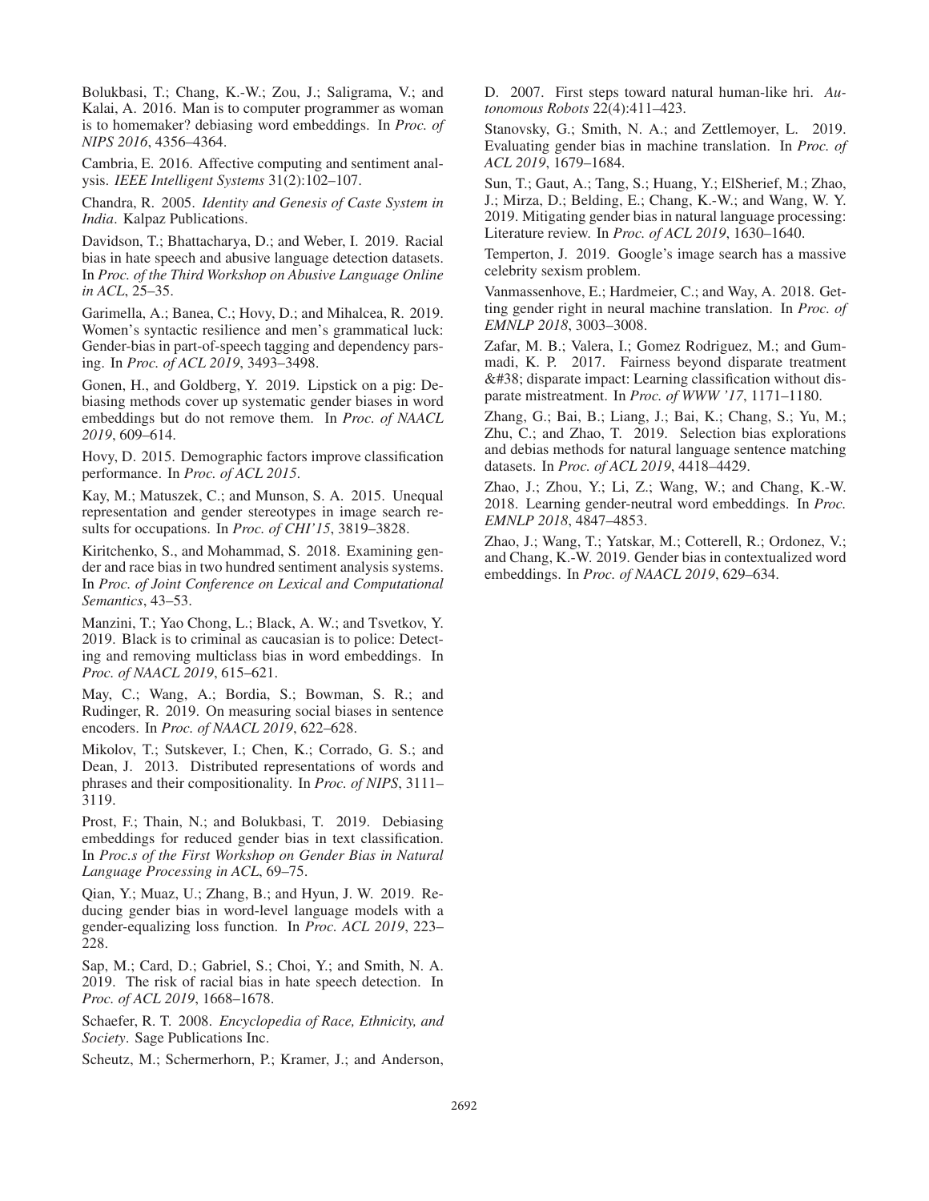Bolukbasi, T.; Chang, K.-W.; Zou, J.; Saligrama, V.; and Kalai, A. 2016. Man is to computer programmer as woman is to homemaker? debiasing word embeddings. In *Proc. of NIPS 2016*, 4356–4364.

Cambria, E. 2016. Affective computing and sentiment analysis. *IEEE Intelligent Systems* 31(2):102–107.

Chandra, R. 2005. *Identity and Genesis of Caste System in India*. Kalpaz Publications.

Davidson, T.; Bhattacharya, D.; and Weber, I. 2019. Racial bias in hate speech and abusive language detection datasets. In *Proc. of the Third Workshop on Abusive Language Online in ACL*, 25–35.

Garimella, A.; Banea, C.; Hovy, D.; and Mihalcea, R. 2019. Women's syntactic resilience and men's grammatical luck: Gender-bias in part-of-speech tagging and dependency parsing. In *Proc. of ACL 2019*, 3493–3498.

Gonen, H., and Goldberg, Y. 2019. Lipstick on a pig: Debiasing methods cover up systematic gender biases in word embeddings but do not remove them. In *Proc. of NAACL 2019*, 609–614.

Hovy, D. 2015. Demographic factors improve classification performance. In *Proc. of ACL 2015*.

Kay, M.; Matuszek, C.; and Munson, S. A. 2015. Unequal representation and gender stereotypes in image search results for occupations. In *Proc. of CHI'15*, 3819–3828.

Kiritchenko, S., and Mohammad, S. 2018. Examining gender and race bias in two hundred sentiment analysis systems. In *Proc. of Joint Conference on Lexical and Computational Semantics*, 43–53.

Manzini, T.; Yao Chong, L.; Black, A. W.; and Tsvetkov, Y. 2019. Black is to criminal as caucasian is to police: Detecting and removing multiclass bias in word embeddings. In *Proc. of NAACL 2019*, 615–621.

May, C.; Wang, A.; Bordia, S.; Bowman, S. R.; and Rudinger, R. 2019. On measuring social biases in sentence encoders. In *Proc. of NAACL 2019*, 622–628.

Mikolov, T.; Sutskever, I.; Chen, K.; Corrado, G. S.; and Dean, J. 2013. Distributed representations of words and phrases and their compositionality. In *Proc. of NIPS*, 3111–3119.

Prost, F.; Thain, N.; and Bolukbasi, T. 2019. Debiasing embeddings for reduced gender bias in text classification. In *Proc.s of the First Workshop on Gender Bias in Natural Language Processing in ACL*, 69–75.

Qian, Y.; Muaz, U.; Zhang, B.; and Hyun, J. W. 2019. Reducing gender bias in word-level language models with a gender-equalizing loss function. In *Proc. ACL 2019*, 223–228.

Sap, M.; Card, D.; Gabriel, S.; Choi, Y.; and Smith, N. A. 2019. The risk of racial bias in hate speech detection. In *Proc. of ACL 2019*, 1668–1678.

Schaefer, R. T. 2008. *Encyclopedia of Race, Ethnicity, and Society*. Sage Publications Inc.

Scheutz, M.; Schermerhorn, P.; Kramer, J.; and Anderson, D. 2007. First steps toward natural human-like hri. *Autonomous Robots* 22(4):411–423.

Stanovsky, G.; Smith, N. A.; and Zettlemoyer, L. 2019. Evaluating gender bias in machine translation. In *Proc. of ACL 2019*, 1679–1684.

Sun, T.; Gaut, A.; Tang, S.; Huang, Y.; ElSherief, M.; Zhao, J.; Mirza, D.; Belding, E.; Chang, K.-W.; and Wang, W. Y. 2019. Mitigating gender bias in natural language processing: Literature review. In *Proc. of ACL 2019*, 1630–1640.

Temperton, J. 2019. Google's image search has a massive celebrity sexism problem.

Vanmassenhove, E.; Hardmeier, C.; and Way, A. 2018. Getting gender right in neural machine translation. In *Proc. of EMNLP 2018*, 3003–3008.

Zafar, M. B.; Valera, I.; Gomez Rodriguez, M.; and Gummadi, K. P. 2017. Fairness beyond disparate treatment &#38; disparate impact: Learning classification without disparate mistreatment. In *Proc. of WWW '17*, 1171–1180.

Zhang, G.; Bai, B.; Liang, J.; Bai, K.; Chang, S.; Yu, M.; Zhu, C.; and Zhao, T. 2019. Selection bias explorations and debias methods for natural language sentence matching datasets. In *Proc. of ACL 2019*, 4418–4429.

Zhao, J.; Zhou, Y.; Li, Z.; Wang, W.; and Chang, K.-W. 2018. Learning gender-neutral word embeddings. In *Proc. EMNLP 2018*, 4847–4853.

Zhao, J.; Wang, T.; Yatskar, M.; Cotterell, R.; Ordonez, V.; and Chang, K.-W. 2019. Gender bias in contextualized word embeddings. In *Proc. of NAACL 2019*, 629–634.